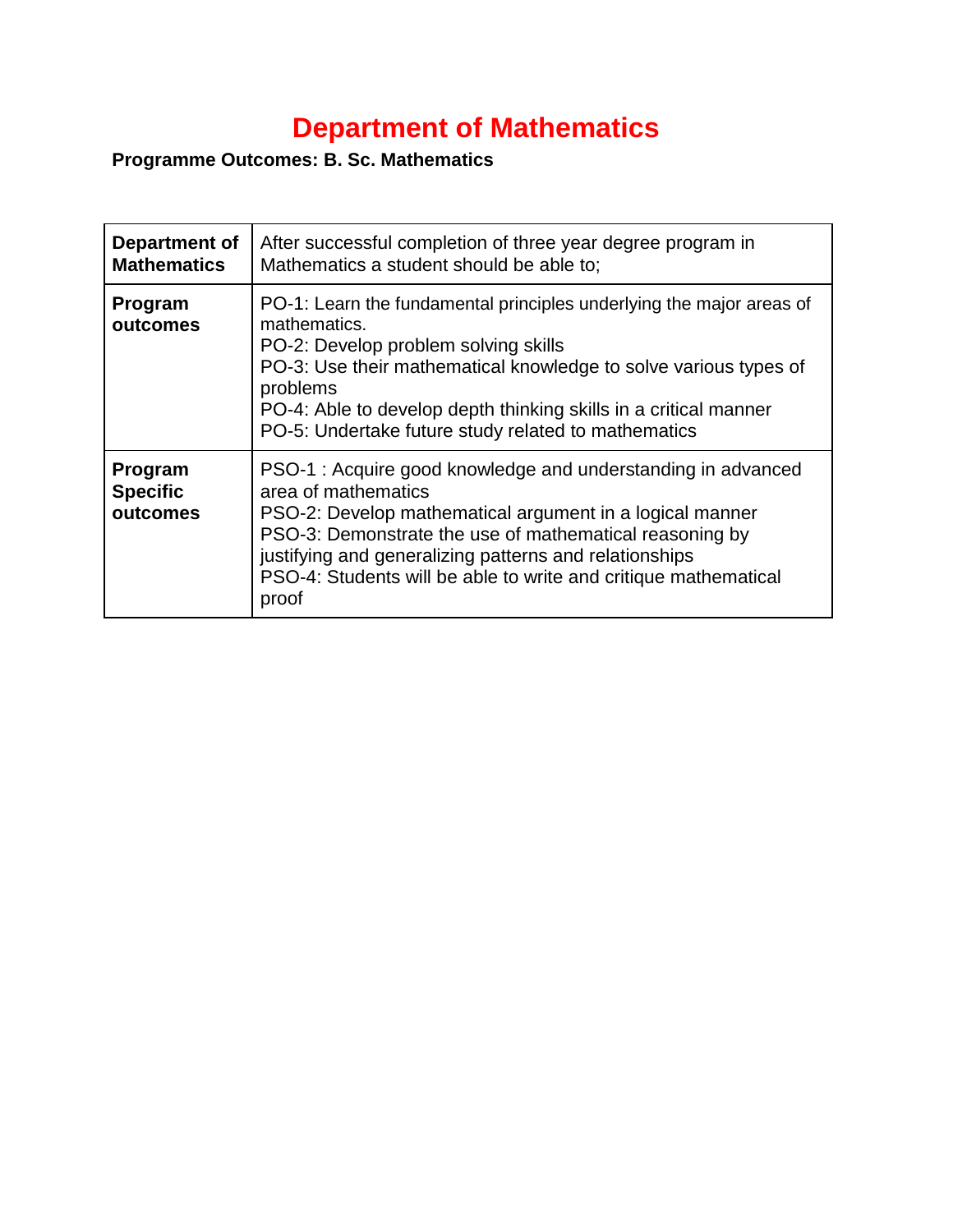# Department of Mathematics

**Programme Outcomes: B. Sc. Mathematics**

| **Department of Mathematics** | After successful completion of three year degree program in Mathematics a student should be able to; |
|---|---|
| **Program outcomes** | PO-1: Learn the fundamental principles underlying the major areas of mathematics.<br>PO-2: Develop problem solving skills<br>PO-3: Use their mathematical knowledge to solve various types of problems<br>PO-4: Able to develop depth thinking skills in a critical manner<br>PO-5: Undertake future study related to mathematics |
| **Program Specific outcomes** | PSO-1 : Acquire good knowledge and understanding in advanced area of mathematics<br>PSO-2: Develop mathematical argument in a logical manner<br>PSO-3: Demonstrate the use of mathematical reasoning by justifying and generalizing patterns and relationships<br>PSO-4: Students will be able to write and critique mathematical proof |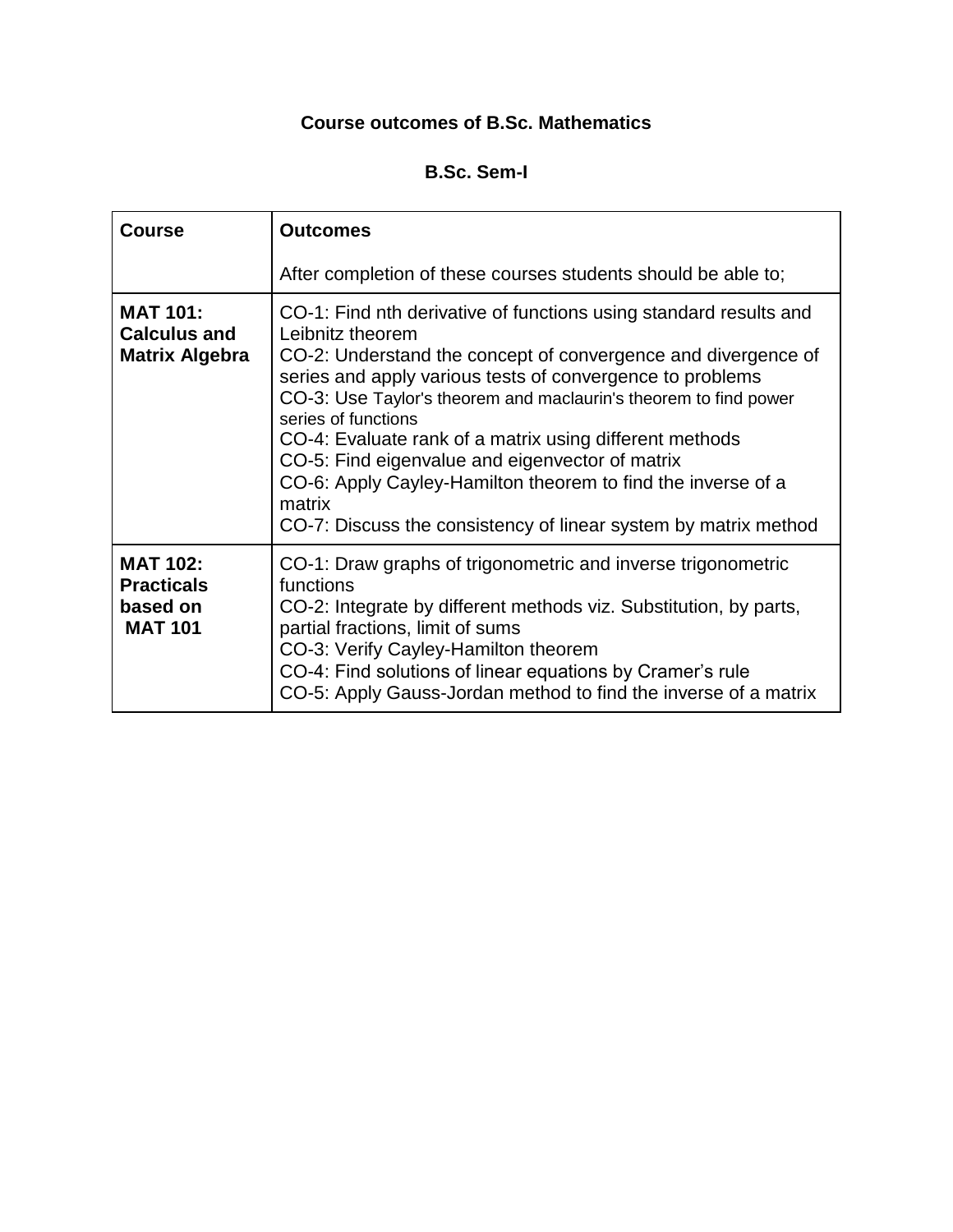# Course outcomes of B.Sc. Mathematics

## B.Sc. Sem-I

| **Course** | **Outcomes**<br><br>After completion of these courses students should be able to; |
|---|---|
| **MAT 101: Calculus and Matrix Algebra** | CO-1: Find nth derivative of functions using standard results and Leibnitz theorem<br>CO-2: Understand the concept of convergence and divergence of series and apply various tests of convergence to problems<br>CO-3: Use Taylor's theorem and maclaurin's theorem to find power series of functions<br>CO-4: Evaluate rank of a matrix using different methods<br>CO-5: Find eigenvalue and eigenvector of matrix<br>CO-6: Apply Cayley-Hamilton theorem to find the inverse of a matrix<br>CO-7: Discuss the consistency of linear system by matrix method |
| **MAT 102: Practicals based on MAT 101** | CO-1: Draw graphs of trigonometric and inverse trigonometric functions<br>CO-2: Integrate by different methods viz. Substitution, by parts, partial fractions, limit of sums<br>CO-3: Verify Cayley-Hamilton theorem<br>CO-4: Find solutions of linear equations by Cramer's rule<br>CO-5: Apply Gauss-Jordan method to find the inverse of a matrix |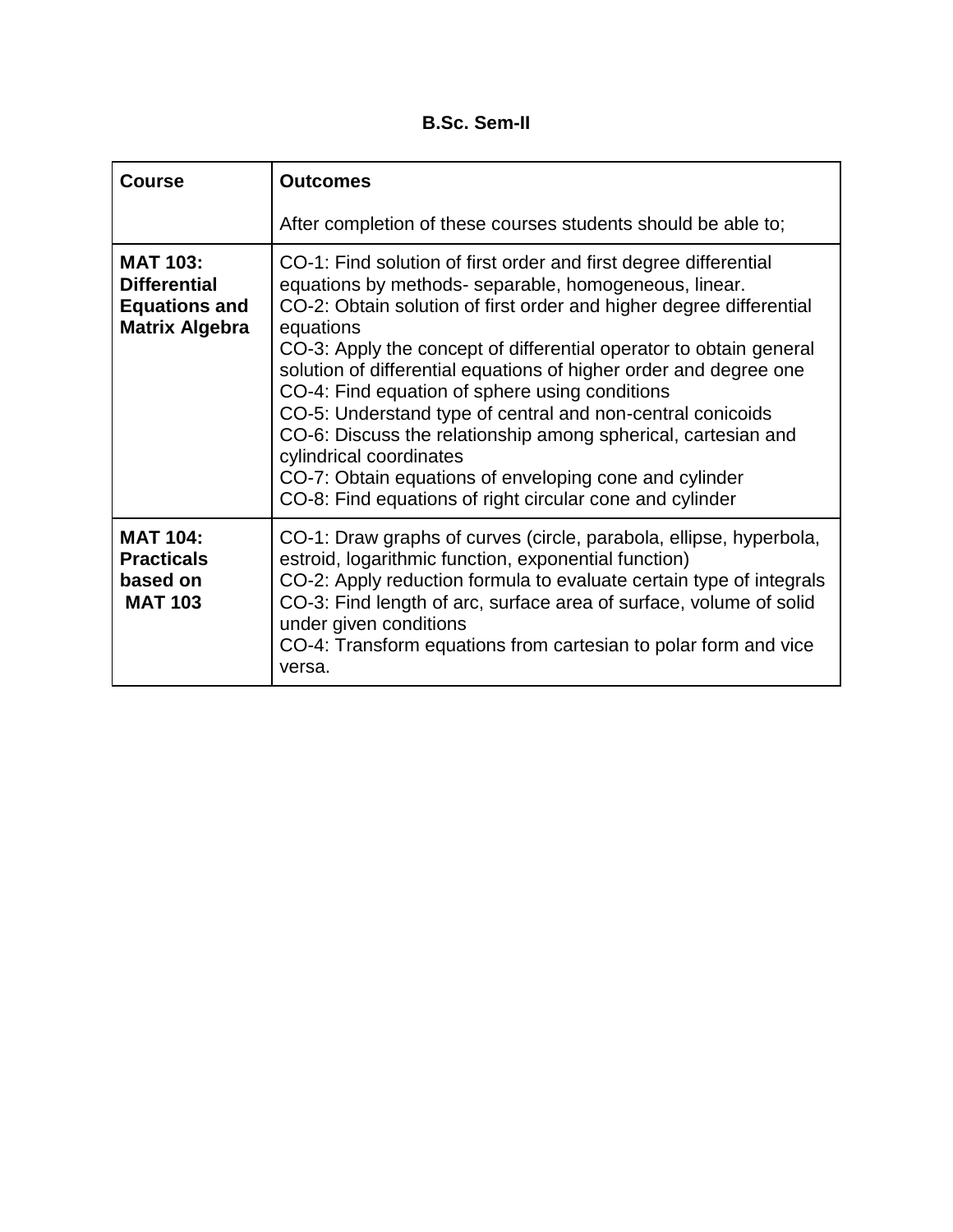**B.Sc. Sem-II**

| **Course** | **Outcomes**<br><br>After completion of these courses students should be able to; |
|---|---|
| **MAT 103: Differential Equations and Matrix Algebra** | CO-1: Find solution of first order and first degree differential equations by methods- separable, homogeneous, linear.<br>CO-2: Obtain solution of first order and higher degree differential equations<br>CO-3: Apply the concept of differential operator to obtain general solution of differential equations of higher order and degree one<br>CO-4: Find equation of sphere using conditions<br>CO-5: Understand type of central and non-central conicoids<br>CO-6: Discuss the relationship among spherical, cartesian and cylindrical coordinates<br>CO-7: Obtain equations of enveloping cone and cylinder<br>CO-8: Find equations of right circular cone and cylinder |
| **MAT 104: Practicals based on MAT 103** | CO-1: Draw graphs of curves (circle, parabola, ellipse, hyperbola, estroid, logarithmic function, exponential function)<br>CO-2: Apply reduction formula to evaluate certain type of integrals<br>CO-3: Find length of arc, surface area of surface, volume of solid under given conditions<br>CO-4: Transform equations from cartesian to polar form and vice versa. |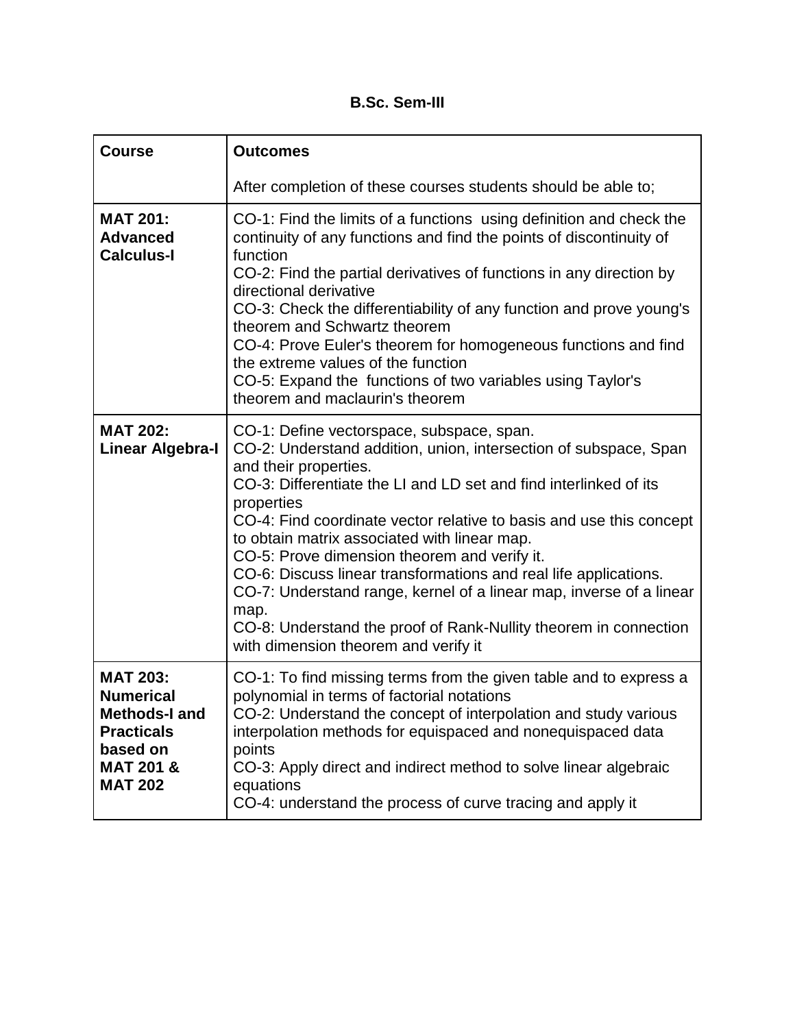**B.Sc. Sem-III**

| Course | Outcomes<br><br>After completion of these courses students should be able to; |
| --- | --- |
| **MAT 201: Advanced Calculus-I** | CO-1: Find the limits of a functions using definition and check the continuity of any functions and find the points of discontinuity of function<br>CO-2: Find the partial derivatives of functions in any direction by directional derivative<br>CO-3: Check the differentiability of any function and prove young's theorem and Schwartz theorem<br>CO-4: Prove Euler's theorem for homogeneous functions and find the extreme values of the function<br>CO-5: Expand the functions of two variables using Taylor's theorem and maclaurin's theorem |
| **MAT 202: Linear Algebra-I** | CO-1: Define vectorspace, subspace, span.<br>CO-2: Understand addition, union, intersection of subspace, Span and their properties.<br>CO-3: Differentiate the LI and LD set and find interlinked of its properties<br>CO-4: Find coordinate vector relative to basis and use this concept to obtain matrix associated with linear map.<br>CO-5: Prove dimension theorem and verify it.<br>CO-6: Discuss linear transformations and real life applications.<br>CO-7: Understand range, kernel of a linear map, inverse of a linear map.<br>CO-8: Understand the proof of Rank-Nullity theorem in connection with dimension theorem and verify it |
| **MAT 203: Numerical Methods-I and Practicals based on MAT 201 & MAT 202** | CO-1: To find missing terms from the given table and to express a polynomial in terms of factorial notations<br>CO-2: Understand the concept of interpolation and study various interpolation methods for equispaced and nonequispaced data points<br>CO-3: Apply direct and indirect method to solve linear algebraic equations<br>CO-4: understand the process of curve tracing and apply it |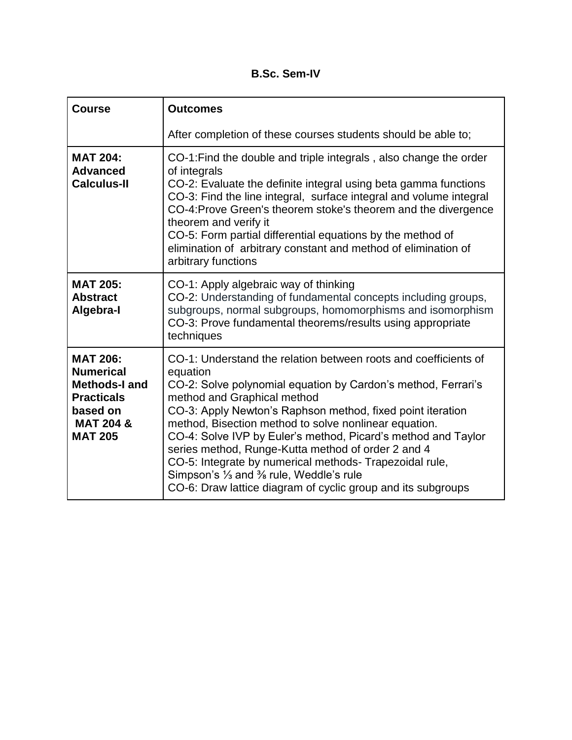**B.Sc. Sem-IV**

| Course | Outcomes<br><br>After completion of these courses students should be able to; |
|---|---|
| **MAT 204: Advanced Calculus-II** | CO-1:Find the double and triple integrals , also change the order of integrals<br>CO-2: Evaluate the definite integral using beta gamma functions<br>CO-3: Find the line integral, surface integral and volume integral<br>CO-4:Prove Green's theorem stoke's theorem and the divergence theorem and verify it<br>CO-5: Form partial differential equations by the method of elimination of arbitrary constant and method of elimination of arbitrary functions |
| **MAT 205: Abstract Algebra-I** | CO-1: Apply algebraic way of thinking<br>CO-2: Understanding of fundamental concepts including groups, subgroups, normal subgroups, homomorphisms and isomorphism<br>CO-3: Prove fundamental theorems/results using appropriate techniques |
| **MAT 206: Numerical Methods-I and Practicals based on MAT 204 & MAT 205** | CO-1: Understand the relation between roots and coefficients of equation<br>CO-2: Solve polynomial equation by Cardon's method, Ferrari's method and Graphical method<br>CO-3: Apply Newton's Raphson method, fixed point iteration method, Bisection method to solve nonlinear equation.<br>CO-4: Solve IVP by Euler's method, Picard's method and Taylor series method, Runge-Kutta method of order 2 and 4<br>CO-5: Integrate by numerical methods- Trapezoidal rule, Simpson's $\frac{1}{3}$ and $\frac{3}{8}$ rule, Weddle's rule<br>CO-6: Draw lattice diagram of cyclic group and its subgroups |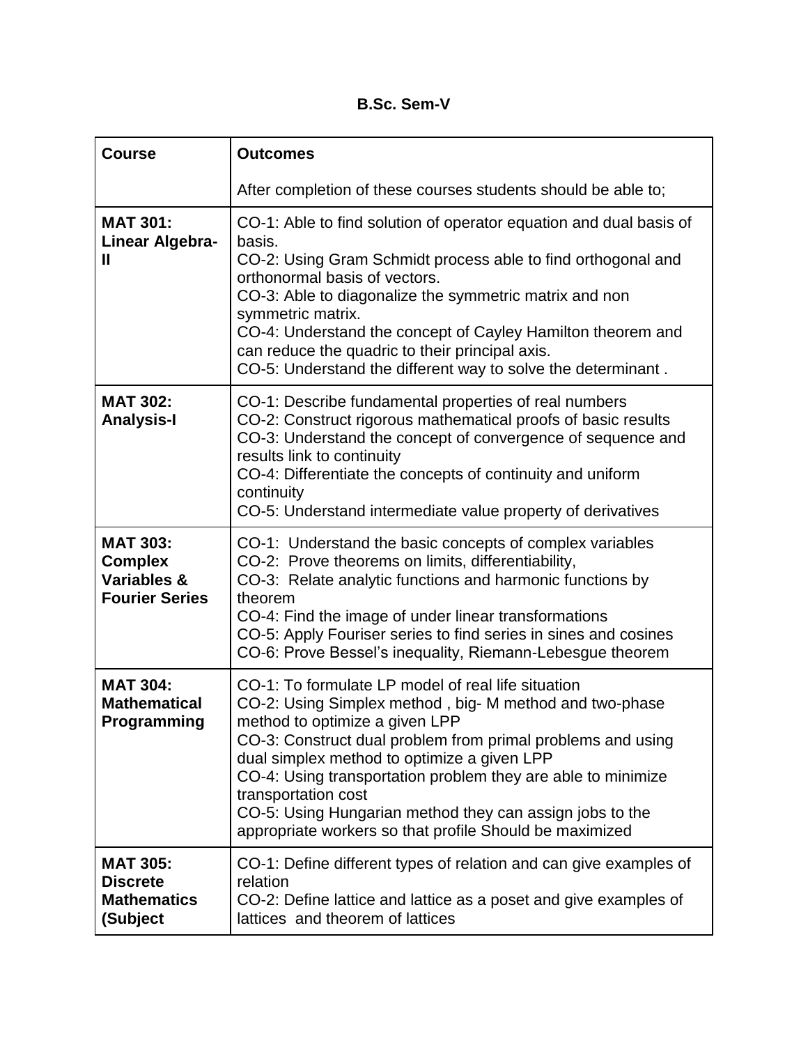**B.Sc. Sem-V**

| Course | Outcomes<br><br>After completion of these courses students should be able to; |
|---|---|
| **MAT 301: Linear Algebra-II** | CO-1: Able to find solution of operator equation and dual basis of basis.<br>CO-2: Using Gram Schmidt process able to find orthogonal and orthonormal basis of vectors.<br>CO-3: Able to diagonalize the symmetric matrix and non symmetric matrix.<br>CO-4: Understand the concept of Cayley Hamilton theorem and can reduce the quadric to their principal axis.<br>CO-5: Understand the different way to solve the determinant . |
| **MAT 302: Analysis-I** | CO-1: Describe fundamental properties of real numbers<br>CO-2: Construct rigorous mathematical proofs of basic results<br>CO-3: Understand the concept of convergence of sequence and results link to continuity<br>CO-4: Differentiate the concepts of continuity and uniform continuity<br>CO-5: Understand intermediate value property of derivatives |
| **MAT 303: Complex Variables & Fourier Series** | CO-1: Understand the basic concepts of complex variables<br>CO-2: Prove theorems on limits, differentiability,<br>CO-3: Relate analytic functions and harmonic functions by theorem<br>CO-4: Find the image of under linear transformations<br>CO-5: Apply Fouriser series to find series in sines and cosines<br>CO-6: Prove Bessel's inequality, Riemann-Lebesgue theorem |
| **MAT 304: Mathematical Programming** | CO-1: To formulate LP model of real life situation<br>CO-2: Using Simplex method , big- M method and two-phase method to optimize a given LPP<br>CO-3: Construct dual problem from primal problems and using dual simplex method to optimize a given LPP<br>CO-4: Using transportation problem they are able to minimize transportation cost<br>CO-5: Using Hungarian method they can assign jobs to the appropriate workers so that profile Should be maximized |
| **MAT 305: Discrete Mathematics (Subject** | CO-1: Define different types of relation and can give examples of relation<br>CO-2: Define lattice and lattice as a poset and give examples of lattices and theorem of lattices |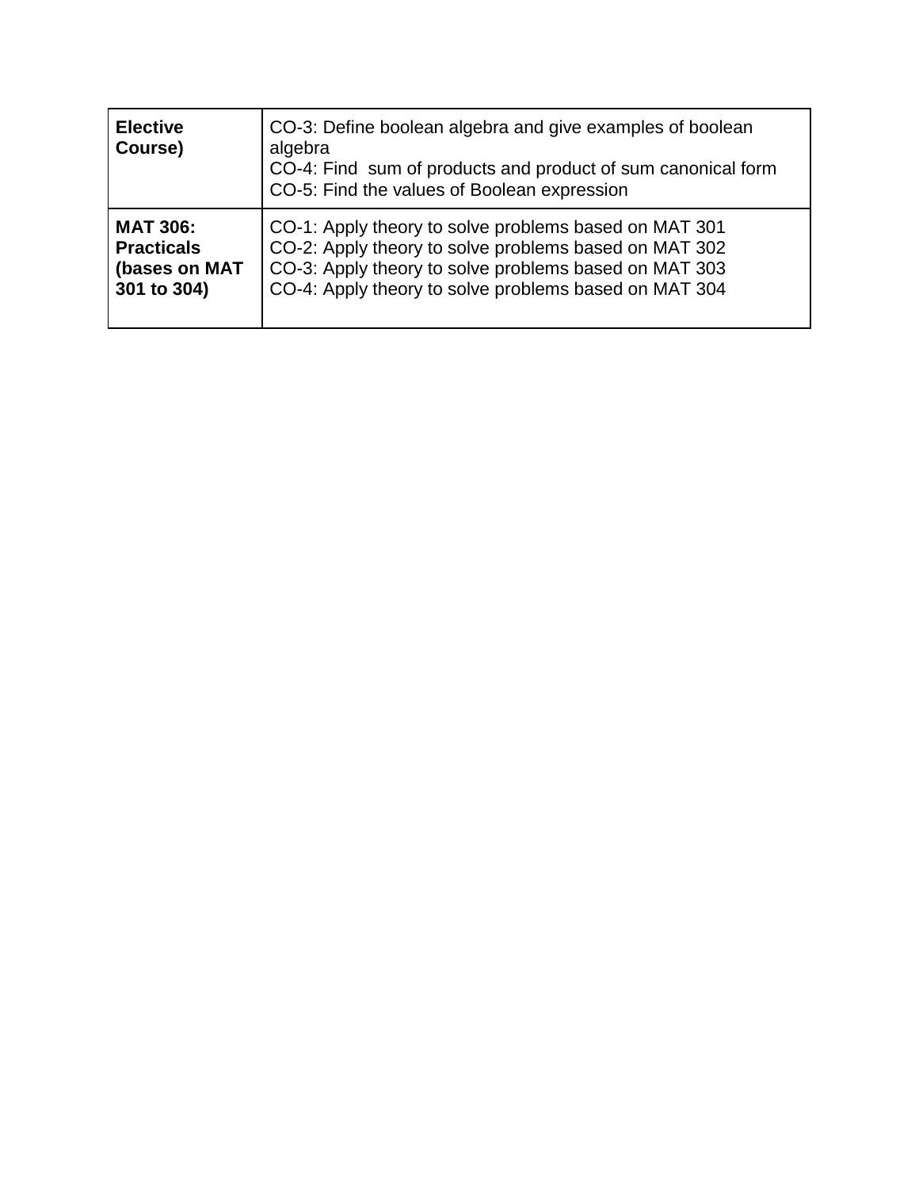| **Elective Course)** | CO-3: Define boolean algebra and give examples of boolean algebra<br>CO-4: Find sum of products and product of sum canonical form<br>CO-5: Find the values of Boolean expression |
|---|---|
| **MAT 306: Practicals (bases on MAT 301 to 304)** | CO-1: Apply theory to solve problems based on MAT 301<br>CO-2: Apply theory to solve problems based on MAT 302<br>CO-3: Apply theory to solve problems based on MAT 303<br>CO-4: Apply theory to solve problems based on MAT 304 |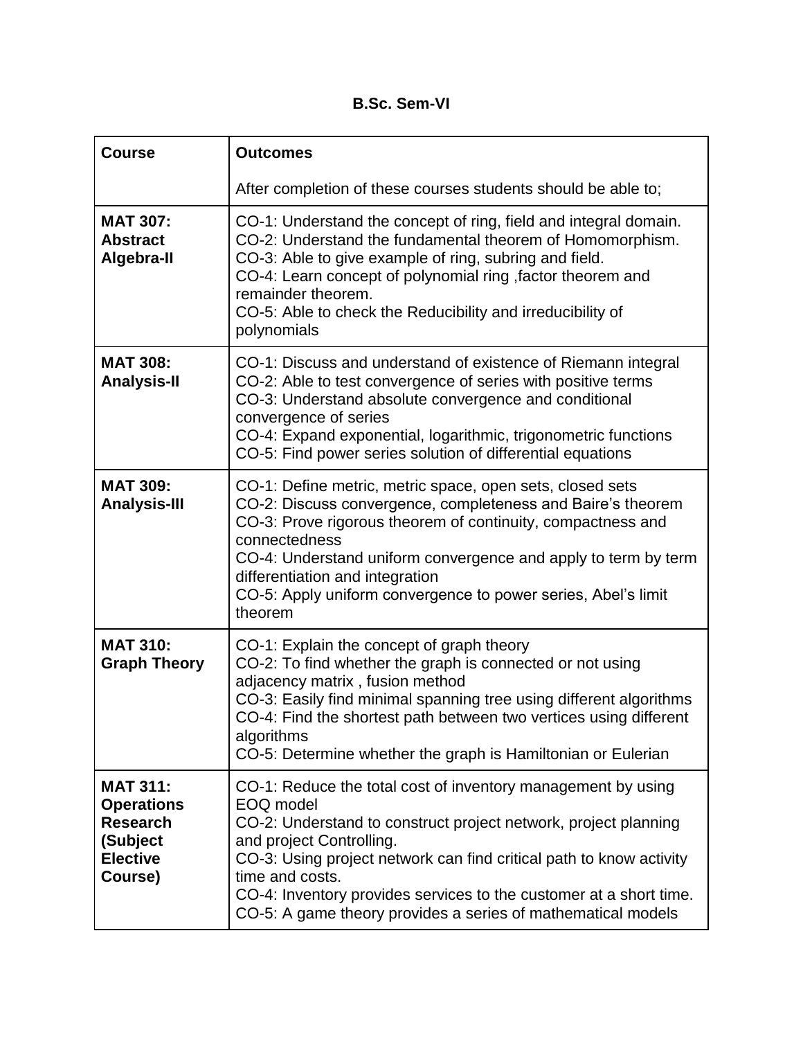**B.Sc. Sem-VI**

| **Course** | **Outcomes**<br><br>After completion of these courses students should be able to; |
|---|---|
| **MAT 307: Abstract Algebra-II** | CO-1: Understand the concept of ring, field and integral domain.<br>CO-2: Understand the fundamental theorem of Homomorphism.<br>CO-3: Able to give example of ring, subring and field.<br>CO-4: Learn concept of polynomial ring ,factor theorem and remainder theorem.<br>CO-5: Able to check the Reducibility and irreducibility of polynomials |
| **MAT 308: Analysis-II** | CO-1: Discuss and understand of existence of Riemann integral<br>CO-2: Able to test convergence of series with positive terms<br>CO-3: Understand absolute convergence and conditional convergence of series<br>CO-4: Expand exponential, logarithmic, trigonometric functions<br>CO-5: Find power series solution of differential equations |
| **MAT 309: Analysis-III** | CO-1: Define metric, metric space, open sets, closed sets<br>CO-2: Discuss convergence, completeness and Baire's theorem<br>CO-3: Prove rigorous theorem of continuity, compactness and connectedness<br>CO-4: Understand uniform convergence and apply to term by term differentiation and integration<br>CO-5: Apply uniform convergence to power series, Abel's limit theorem |
| **MAT 310: Graph Theory** | CO-1: Explain the concept of graph theory<br>CO-2: To find whether the graph is connected or not using adjacency matrix , fusion method<br>CO-3: Easily find minimal spanning tree using different algorithms<br>CO-4: Find the shortest path between two vertices using different algorithms<br>CO-5: Determine whether the graph is Hamiltonian or Eulerian |
| **MAT 311: Operations Research (Subject Elective Course)** | CO-1: Reduce the total cost of inventory management by using EOQ model<br>CO-2: Understand to construct project network, project planning and project Controlling.<br>CO-3: Using project network can find critical path to know activity time and costs.<br>CO-4: Inventory provides services to the customer at a short time.<br>CO-5: A game theory provides a series of mathematical models |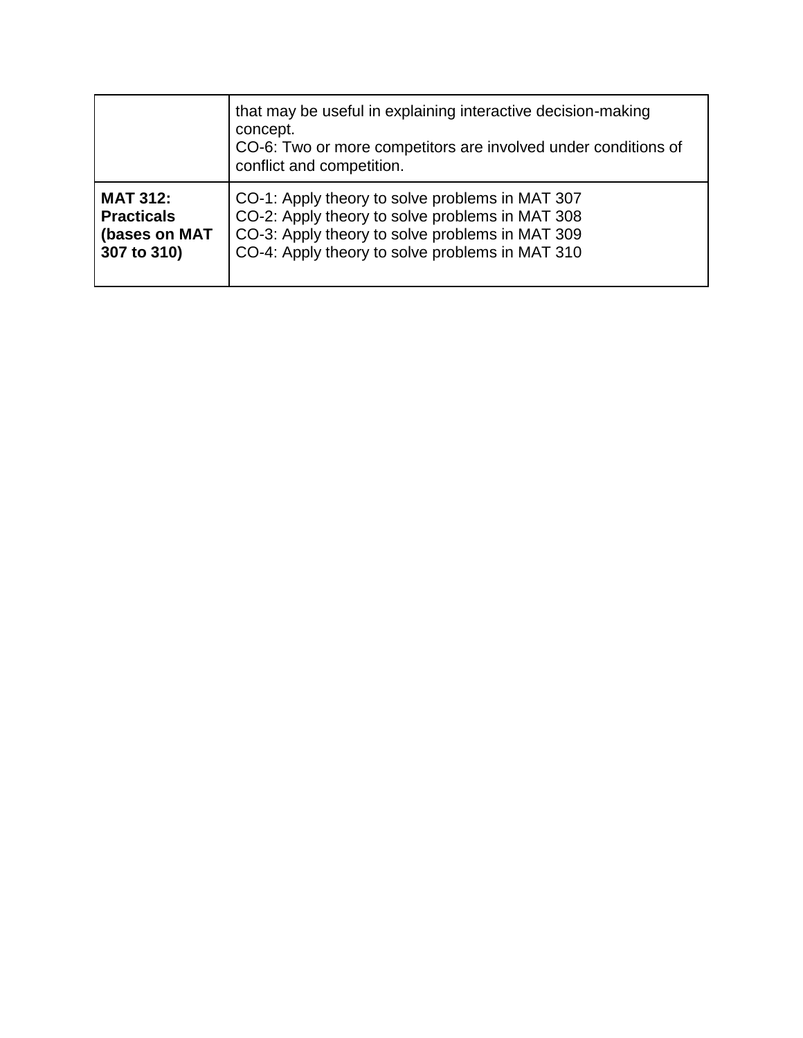| | |
|---|---|
| | that may be useful in explaining interactive decision-making concept.<br>CO-6: Two or more competitors are involved under conditions of conflict and competition. |
| **MAT 312: Practicals (bases on MAT 307 to 310)** | CO-1: Apply theory to solve problems in MAT 307<br>CO-2: Apply theory to solve problems in MAT 308<br>CO-3: Apply theory to solve problems in MAT 309<br>CO-4: Apply theory to solve problems in MAT 310 |